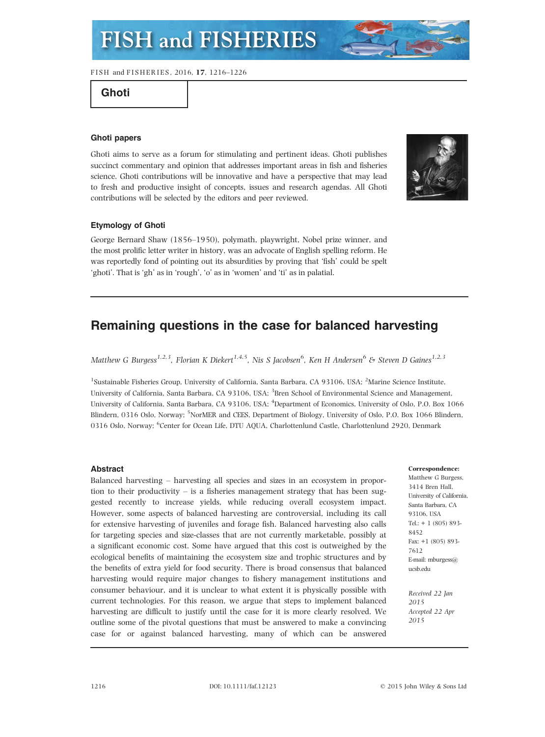## Ghoti

### Ghoti papers

Ghoti aims to serve as a forum for stimulating and pertinent ideas. Ghoti publishes succinct commentary and opinion that addresses important areas in fish and fisheries science. Ghoti contributions will be innovative and have a perspective that may lead to fresh and productive insight of concepts, issues and research agendas. All Ghoti contributions will be selected by the editors and peer reviewed.

### Etymology of Ghoti

George Bernard Shaw (1856–1950), polymath, playwright, Nobel prize winner, and the most prolific letter writer in history, was an advocate of English spelling reform. He was reportedly fond of pointing out its absurdities by proving that 'fish' could be spelt 'ghoti'. That is 'gh' as in 'rough', 'o' as in 'women' and 'ti' as in palatial.

# Remaining questions in the case for balanced harvesting

*Matthew G Burgess[1,2,3], Florian K Diekert[1,4,5], Nis S Jacobsen[6], Ken H Andersen[6] & Steven D Gaines[1,2,3]*

[1]Sustainable Fisheries Group, University of California, Santa Barbara, CA 93106, USA; [2]Marine Science Institute, University of California, Santa Barbara, CA 93106, USA; [3]Bren School of Environmental Science and Management, University of California, Santa Barbara, CA 93106, USA; [4]Department of Economics, University of Oslo, P.O. Box 1066 Blindern, 0316 Oslo, Norway; [5]NorMER and CEES, Department of Biology, University of Oslo, P.O. Box 1066 Blindern, 0316 Oslo, Norway; [6]Center for Ocean Life, DTU AQUA, Charlottenlund Castle, Charlottenlund 2920, Denmark

### Abstract

Balanced harvesting – harvesting all species and sizes in an ecosystem in proportion to their productivity – is a fisheries management strategy that has been suggested recently to increase yields, while reducing overall ecosystem impact. However, some aspects of balanced harvesting are controversial, including its call for extensive harvesting of juveniles and forage fish. Balanced harvesting also calls for targeting species and size-classes that are not currently marketable, possibly at a significant economic cost. Some have argued that this cost is outweighed by the ecological benefits of maintaining the ecosystem size and trophic structures and by the benefits of extra yield for food security. There is broad consensus that balanced harvesting would require major changes to fishery management institutions and consumer behaviour, and it is unclear to what extent it is physically possible with current technologies. For this reason, we argue that steps to implement balanced harvesting are difficult to justify until the case for it is more clearly resolved. We outline some of the pivotal questions that must be answered to make a convincing case for or against balanced harvesting, many of which can be answered

**Correspondence:**
Matthew G Burgess,
3414 Bren Hall,
University of California,
Santa Barbara, CA
93106, USA
Tel.: + 1 (805) 893-8452
Fax: +1 (805) 893-7612
E-mail: mburgess@ucsb.edu

*Received 22 Jan 2015*
*Accepted 22 Apr 2015*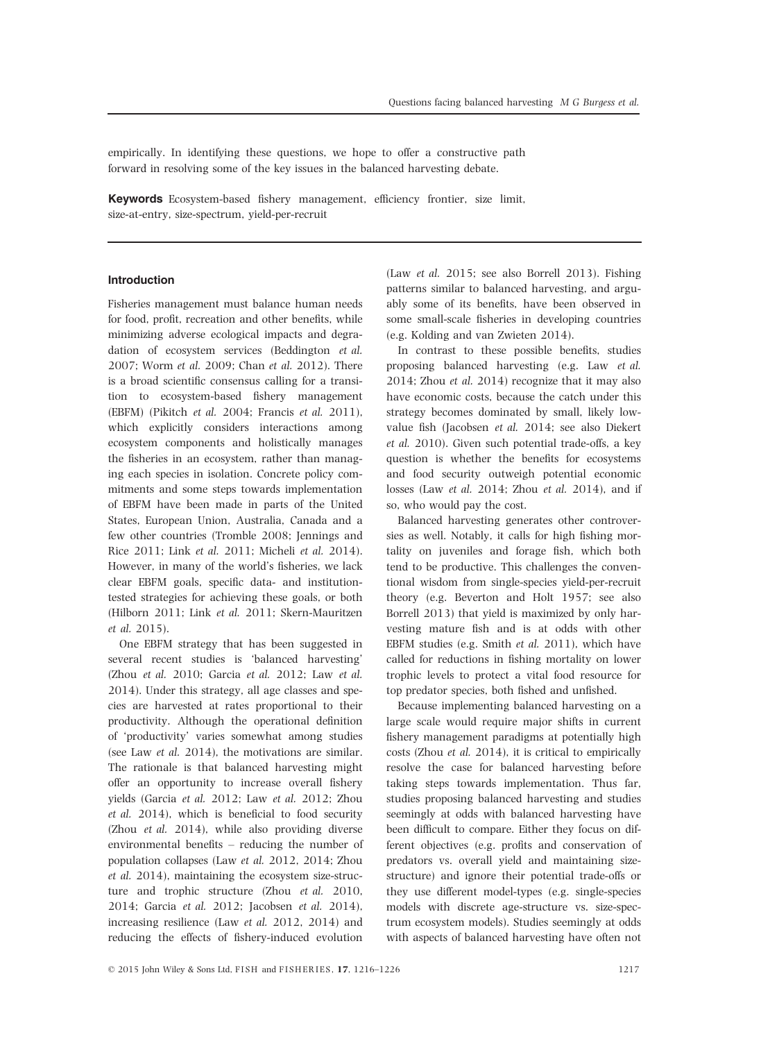empirically. In identifying these questions, we hope to offer a constructive path forward in resolving some of the key issues in the balanced harvesting debate.

**Keywords** Ecosystem-based fishery management, efficiency frontier, size limit, size-at-entry, size-spectrum, yield-per-recruit

## Introduction

Fisheries management must balance human needs for food, profit, recreation and other benefits, while minimizing adverse ecological impacts and degradation of ecosystem services (Beddington *et al.* 2007; Worm *et al.* 2009; Chan *et al.* 2012). There is a broad scientific consensus calling for a transition to ecosystem-based fishery management (EBFM) (Pikitch *et al.* 2004; Francis *et al.* 2011), which explicitly considers interactions among ecosystem components and holistically manages the fisheries in an ecosystem, rather than managing each species in isolation. Concrete policy commitments and some steps towards implementation of EBFM have been made in parts of the United States, European Union, Australia, Canada and a few other countries (Tromble 2008; Jennings and Rice 2011; Link *et al.* 2011; Micheli *et al.* 2014). However, in many of the world's fisheries, we lack clear EBFM goals, specific data- and institution-tested strategies for achieving these goals, or both (Hilborn 2011; Link *et al.* 2011; Skern-Mauritzen *et al.* 2015).

One EBFM strategy that has been suggested in several recent studies is 'balanced harvesting' (Zhou *et al.* 2010; Garcia *et al.* 2012; Law *et al.* 2014). Under this strategy, all age classes and species are harvested at rates proportional to their productivity. Although the operational definition of 'productivity' varies somewhat among studies (see Law *et al.* 2014), the motivations are similar. The rationale is that balanced harvesting might offer an opportunity to increase overall fishery yields (Garcia *et al.* 2012; Law *et al.* 2012; Zhou *et al.* 2014), which is beneficial to food security (Zhou *et al.* 2014), while also providing diverse environmental benefits – reducing the number of population collapses (Law *et al.* 2012, 2014; Zhou *et al.* 2014), maintaining the ecosystem size-structure and trophic structure (Zhou *et al.* 2010, 2014; Garcia *et al.* 2012; Jacobsen *et al.* 2014), increasing resilience (Law *et al.* 2012, 2014) and reducing the effects of fishery-induced evolution (Law *et al.* 2015; see also Borrell 2013). Fishing patterns similar to balanced harvesting, and arguably some of its benefits, have been observed in some small-scale fisheries in developing countries (e.g. Kolding and van Zwieten 2014).

In contrast to these possible benefits, studies proposing balanced harvesting (e.g. Law *et al.* 2014; Zhou *et al.* 2014) recognize that it may also have economic costs, because the catch under this strategy becomes dominated by small, likely low-value fish (Jacobsen *et al.* 2014; see also Diekert *et al.* 2010). Given such potential trade-offs, a key question is whether the benefits for ecosystems and food security outweigh potential economic losses (Law *et al.* 2014; Zhou *et al.* 2014), and if so, who would pay the cost.

Balanced harvesting generates other controversies as well. Notably, it calls for high fishing mortality on juveniles and forage fish, which both tend to be productive. This challenges the conventional wisdom from single-species yield-per-recruit theory (e.g. Beverton and Holt 1957; see also Borrell 2013) that yield is maximized by only harvesting mature fish and is at odds with other EBFM studies (e.g. Smith *et al.* 2011), which have called for reductions in fishing mortality on lower trophic levels to protect a vital food resource for top predator species, both fished and unfished.

Because implementing balanced harvesting on a large scale would require major shifts in current fishery management paradigms at potentially high costs (Zhou *et al.* 2014), it is critical to empirically resolve the case for balanced harvesting before taking steps towards implementation. Thus far, studies proposing balanced harvesting and studies seemingly at odds with balanced harvesting have been difficult to compare. Either they focus on different objectives (e.g. profits and conservation of predators vs. overall yield and maintaining size-structure) and ignore their potential trade-offs or they use different model-types (e.g. single-species models with discrete age-structure vs. size-spectrum ecosystem models). Studies seemingly at odds with aspects of balanced harvesting have often not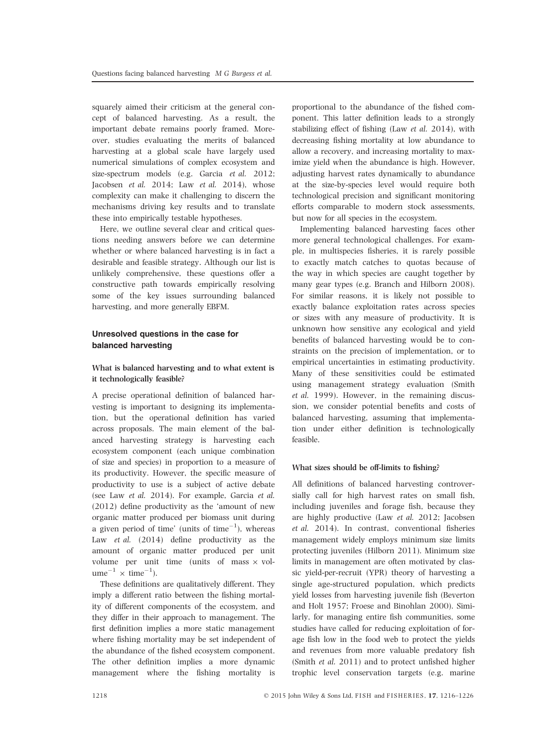squarely aimed their criticism at the general concept of balanced harvesting. As a result, the important debate remains poorly framed. Moreover, studies evaluating the merits of balanced harvesting at a global scale have largely used numerical simulations of complex ecosystem and size-spectrum models (e.g. Garcia *et al.* 2012; Jacobsen *et al.* 2014; Law *et al.* 2014), whose complexity can make it challenging to discern the mechanisms driving key results and to translate these into empirically testable hypotheses.

Here, we outline several clear and critical questions needing answers before we can determine whether or where balanced harvesting is in fact a desirable and feasible strategy. Although our list is unlikely comprehensive, these questions offer a constructive path towards empirically resolving some of the key issues surrounding balanced harvesting, and more generally EBFM.

## Unresolved questions in the case for balanced harvesting

### What is balanced harvesting and to what extent is it technologically feasible?

A precise operational definition of balanced harvesting is important to designing its implementation, but the operational definition has varied across proposals. The main element of the balanced harvesting strategy is harvesting each ecosystem component (each unique combination of size and species) in proportion to a measure of its productivity. However, the specific measure of productivity to use is a subject of active debate (see Law *et al.* 2014). For example, Garcia *et al.* (2012) define productivity as the 'amount of new organic matter produced per biomass unit during a given period of time' (units of time$^{-1}$), whereas Law *et al.* (2014) define productivity as the amount of organic matter produced per unit volume per unit time (units of mass × volume$^{-1}$ × time$^{-1}$).

These definitions are qualitatively different. They imply a different ratio between the fishing mortality of different components of the ecosystem, and they differ in their approach to management. The first definition implies a more static management where fishing mortality may be set independent of the abundance of the fished ecosystem component. The other definition implies a more dynamic management where the fishing mortality is proportional to the abundance of the fished component. This latter definition leads to a strongly stabilizing effect of fishing (Law *et al.* 2014), with decreasing fishing mortality at low abundance to allow a recovery, and increasing mortality to maximize yield when the abundance is high. However, adjusting harvest rates dynamically to abundance at the size-by-species level would require both technological precision and significant monitoring efforts comparable to modern stock assessments, but now for all species in the ecosystem.

Implementing balanced harvesting faces other more general technological challenges. For example, in multispecies fisheries, it is rarely possible to exactly match catches to quotas because of the way in which species are caught together by many gear types (e.g. Branch and Hilborn 2008). For similar reasons, it is likely not possible to exactly balance exploitation rates across species or sizes with any measure of productivity. It is unknown how sensitive any ecological and yield benefits of balanced harvesting would be to constraints on the precision of implementation, or to empirical uncertainties in estimating productivity. Many of these sensitivities could be estimated using management strategy evaluation (Smith *et al.* 1999). However, in the remaining discussion, we consider potential benefits and costs of balanced harvesting, assuming that implementation under either definition is technologically feasible.

### What sizes should be off-limits to fishing?

All definitions of balanced harvesting controversially call for high harvest rates on small fish, including juveniles and forage fish, because they are highly productive (Law *et al.* 2012; Jacobsen *et al.* 2014). In contrast, conventional fisheries management widely employs minimum size limits protecting juveniles (Hilborn 2011). Minimum size limits in management are often motivated by classic yield-per-recruit (YPR) theory of harvesting a single age-structured population, which predicts yield losses from harvesting juvenile fish (Beverton and Holt 1957; Froese and Binohlan 2000). Similarly, for managing entire fish communities, some studies have called for reducing exploitation of forage fish low in the food web to protect the yields and revenues from more valuable predatory fish (Smith *et al.* 2011) and to protect unfished higher trophic level conservation targets (e.g. marine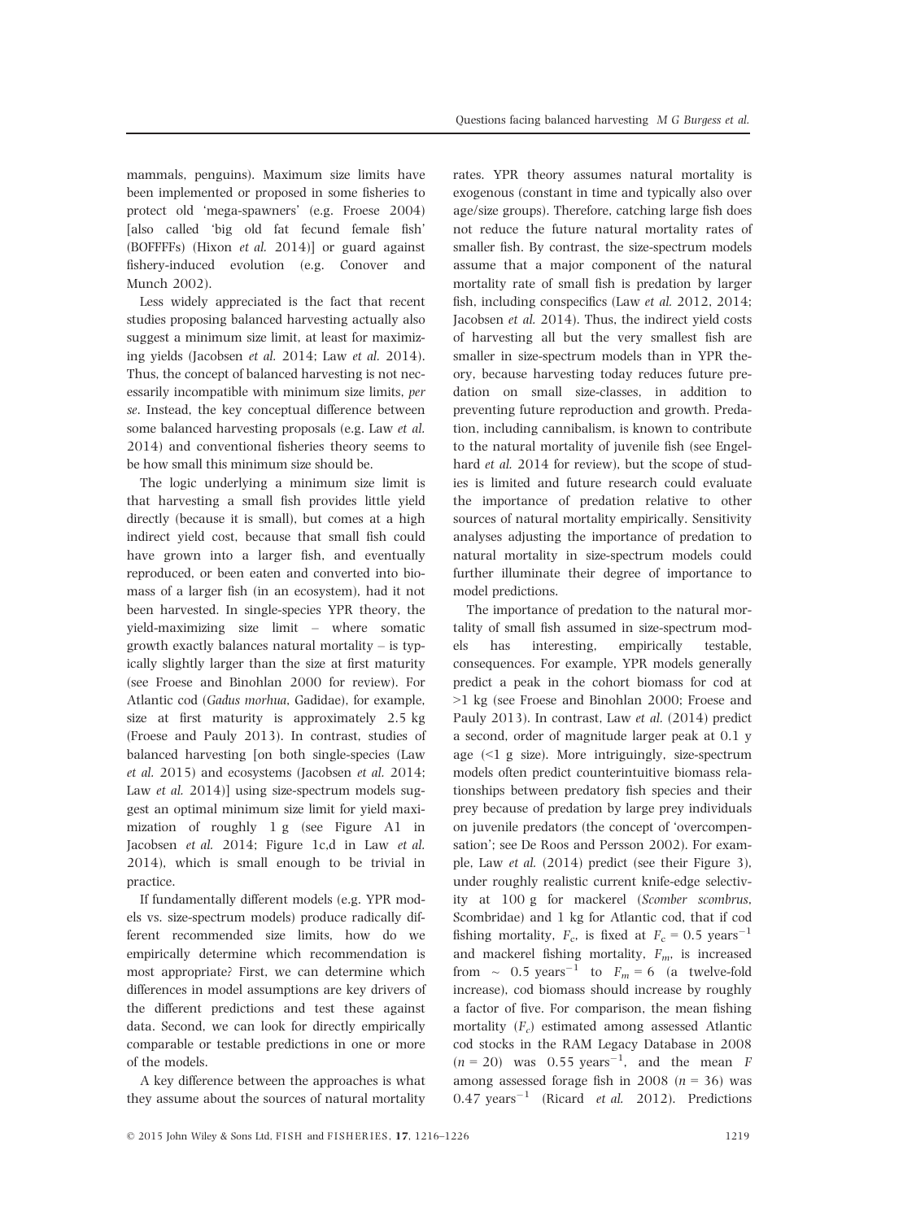mammals, penguins). Maximum size limits have been implemented or proposed in some fisheries to protect old 'mega-spawners' (e.g. Froese 2004) [also called 'big old fat fecund female fish' (BOFFFFs) (Hixon *et al.* 2014)] or guard against fishery-induced evolution (e.g. Conover and Munch 2002).

Less widely appreciated is the fact that recent studies proposing balanced harvesting actually also suggest a minimum size limit, at least for maximizing yields (Jacobsen *et al.* 2014; Law *et al.* 2014). Thus, the concept of balanced harvesting is not necessarily incompatible with minimum size limits, *per se*. Instead, the key conceptual difference between some balanced harvesting proposals (e.g. Law *et al.* 2014) and conventional fisheries theory seems to be how small this minimum size should be.

The logic underlying a minimum size limit is that harvesting a small fish provides little yield directly (because it is small), but comes at a high indirect yield cost, because that small fish could have grown into a larger fish, and eventually reproduced, or been eaten and converted into biomass of a larger fish (in an ecosystem), had it not been harvested. In single-species YPR theory, the yield-maximizing size limit – where somatic growth exactly balances natural mortality – is typically slightly larger than the size at first maturity (see Froese and Binohlan 2000 for review). For Atlantic cod (*Gadus morhua*, Gadidae), for example, size at first maturity is approximately 2.5 kg (Froese and Pauly 2013). In contrast, studies of balanced harvesting [on both single-species (Law *et al.* 2015) and ecosystems (Jacobsen *et al.* 2014; Law *et al.* 2014)] using size-spectrum models suggest an optimal minimum size limit for yield maximization of roughly 1 g (see Figure A1 in Jacobsen *et al.* 2014; Figure 1c,d in Law *et al.* 2014), which is small enough to be trivial in practice.

If fundamentally different models (e.g. YPR models vs. size-spectrum models) produce radically different recommended size limits, how do we empirically determine which recommendation is most appropriate? First, we can determine which differences in model assumptions are key drivers of the different predictions and test these against data. Second, we can look for directly empirically comparable or testable predictions in one or more of the models.

A key difference between the approaches is what they assume about the sources of natural mortality rates. YPR theory assumes natural mortality is exogenous (constant in time and typically also over age/size groups). Therefore, catching large fish does not reduce the future natural mortality rates of smaller fish. By contrast, the size-spectrum models assume that a major component of the natural mortality rate of small fish is predation by larger fish, including conspecifics (Law *et al.* 2012, 2014; Jacobsen *et al.* 2014). Thus, the indirect yield costs of harvesting all but the very smallest fish are smaller in size-spectrum models than in YPR theory, because harvesting today reduces future predation on small size-classes, in addition to preventing future reproduction and growth. Predation, including cannibalism, is known to contribute to the natural mortality of juvenile fish (see Engelhard *et al.* 2014 for review), but the scope of studies is limited and future research could evaluate the importance of predation relative to other sources of natural mortality empirically. Sensitivity analyses adjusting the importance of predation to natural mortality in size-spectrum models could further illuminate their degree of importance to model predictions.

The importance of predation to the natural mortality of small fish assumed in size-spectrum models has interesting, empirically testable, consequences. For example, YPR models generally predict a peak in the cohort biomass for cod at >1 kg (see Froese and Binohlan 2000; Froese and Pauly 2013). In contrast, Law *et al.* (2014) predict a second, order of magnitude larger peak at 0.1 y age (<1 g size). More intriguingly, size-spectrum models often predict counterintuitive biomass relationships between predatory fish species and their prey because of predation by large prey individuals on juvenile predators (the concept of 'overcompensation'; see De Roos and Persson 2002). For example, Law *et al.* (2014) predict (see their Figure 3), under roughly realistic current knife-edge selectivity at 100 g for mackerel (*Scomber scombrus*, Scombridae) and 1 kg for Atlantic cod, that if cod fishing mortality, $F_c$, is fixed at $F_c = 0.5$ years$^{-1}$ and mackerel fishing mortality, $F_m$, is increased from ~ 0.5 years$^{-1}$ to $F_m = 6$ (a twelve-fold increase), cod biomass should increase by roughly a factor of five. For comparison, the mean fishing mortality ($F_c$) estimated among assessed Atlantic cod stocks in the RAM Legacy Database in 2008 ($n = 20$) was 0.55 years$^{-1}$, and the mean $F$ among assessed forage fish in 2008 ($n = 36$) was 0.47 years$^{-1}$ (Ricard *et al.* 2012). Predictions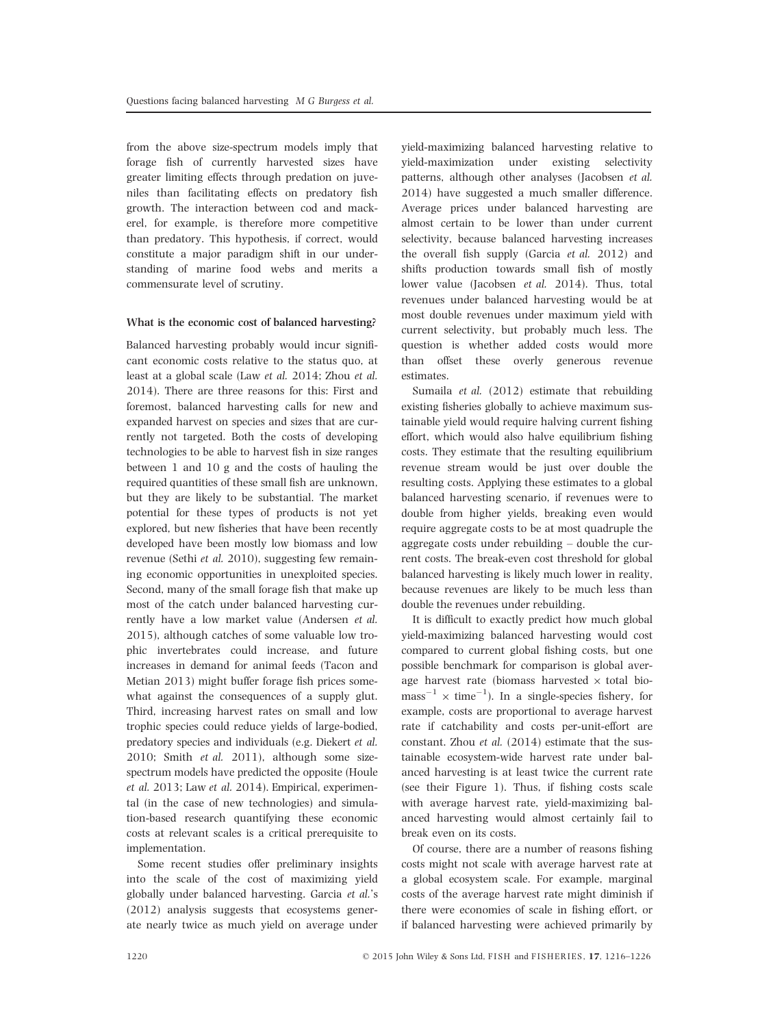from the above size-spectrum models imply that forage fish of currently harvested sizes have greater limiting effects through predation on juveniles than facilitating effects on predatory fish growth. The interaction between cod and mackerel, for example, is therefore more competitive than predatory. This hypothesis, if correct, would constitute a major paradigm shift in our understanding of marine food webs and merits a commensurate level of scrutiny.

#### What is the economic cost of balanced harvesting?

Balanced harvesting probably would incur significant economic costs relative to the status quo, at least at a global scale (Law *et al.* 2014; Zhou *et al.* 2014). There are three reasons for this: First and foremost, balanced harvesting calls for new and expanded harvest on species and sizes that are currently not targeted. Both the costs of developing technologies to be able to harvest fish in size ranges between 1 and 10 g and the costs of hauling the required quantities of these small fish are unknown, but they are likely to be substantial. The market potential for these types of products is not yet explored, but new fisheries that have been recently developed have been mostly low biomass and low revenue (Sethi *et al.* 2010), suggesting few remaining economic opportunities in unexploited species. Second, many of the small forage fish that make up most of the catch under balanced harvesting currently have a low market value (Andersen *et al.* 2015), although catches of some valuable low trophic invertebrates could increase, and future increases in demand for animal feeds (Tacon and Metian 2013) might buffer forage fish prices somewhat against the consequences of a supply glut. Third, increasing harvest rates on small and low trophic species could reduce yields of large-bodied, predatory species and individuals (e.g. Diekert *et al.* 2010; Smith *et al.* 2011), although some size-spectrum models have predicted the opposite (Houle *et al.* 2013; Law *et al.* 2014). Empirical, experimental (in the case of new technologies) and simulation-based research quantifying these economic costs at relevant scales is a critical prerequisite to implementation.

Some recent studies offer preliminary insights into the scale of the cost of maximizing yield globally under balanced harvesting. Garcia *et al.*'s (2012) analysis suggests that ecosystems generate nearly twice as much yield on average under yield-maximizing balanced harvesting relative to yield-maximization under existing selectivity patterns, although other analyses (Jacobsen *et al.* 2014) have suggested a much smaller difference. Average prices under balanced harvesting are almost certain to be lower than under current selectivity, because balanced harvesting increases the overall fish supply (Garcia *et al.* 2012) and shifts production towards small fish of mostly lower value (Jacobsen *et al.* 2014). Thus, total revenues under balanced harvesting would be at most double revenues under maximum yield with current selectivity, but probably much less. The question is whether added costs would more than offset these overly generous revenue estimates.

Sumaila *et al.* (2012) estimate that rebuilding existing fisheries globally to achieve maximum sustainable yield would require halving current fishing effort, which would also halve equilibrium fishing costs. They estimate that the resulting equilibrium revenue stream would be just over double the resulting costs. Applying these estimates to a global balanced harvesting scenario, if revenues were to double from higher yields, breaking even would require aggregate costs to be at most quadruple the aggregate costs under rebuilding – double the current costs. The break-even cost threshold for global balanced harvesting is likely much lower in reality, because revenues are likely to be much less than double the revenues under rebuilding.

It is difficult to exactly predict how much global yield-maximizing balanced harvesting would cost compared to current global fishing costs, but one possible benchmark for comparison is global average harvest rate (biomass harvested × total biomass$^{-1}$ × time$^{-1}$). In a single-species fishery, for example, costs are proportional to average harvest rate if catchability and costs per-unit-effort are constant. Zhou *et al.* (2014) estimate that the sustainable ecosystem-wide harvest rate under balanced harvesting is at least twice the current rate (see their Figure 1). Thus, if fishing costs scale with average harvest rate, yield-maximizing balanced harvesting would almost certainly fail to break even on its costs.

Of course, there are a number of reasons fishing costs might not scale with average harvest rate at a global ecosystem scale. For example, marginal costs of the average harvest rate might diminish if there were economies of scale in fishing effort, or if balanced harvesting were achieved primarily by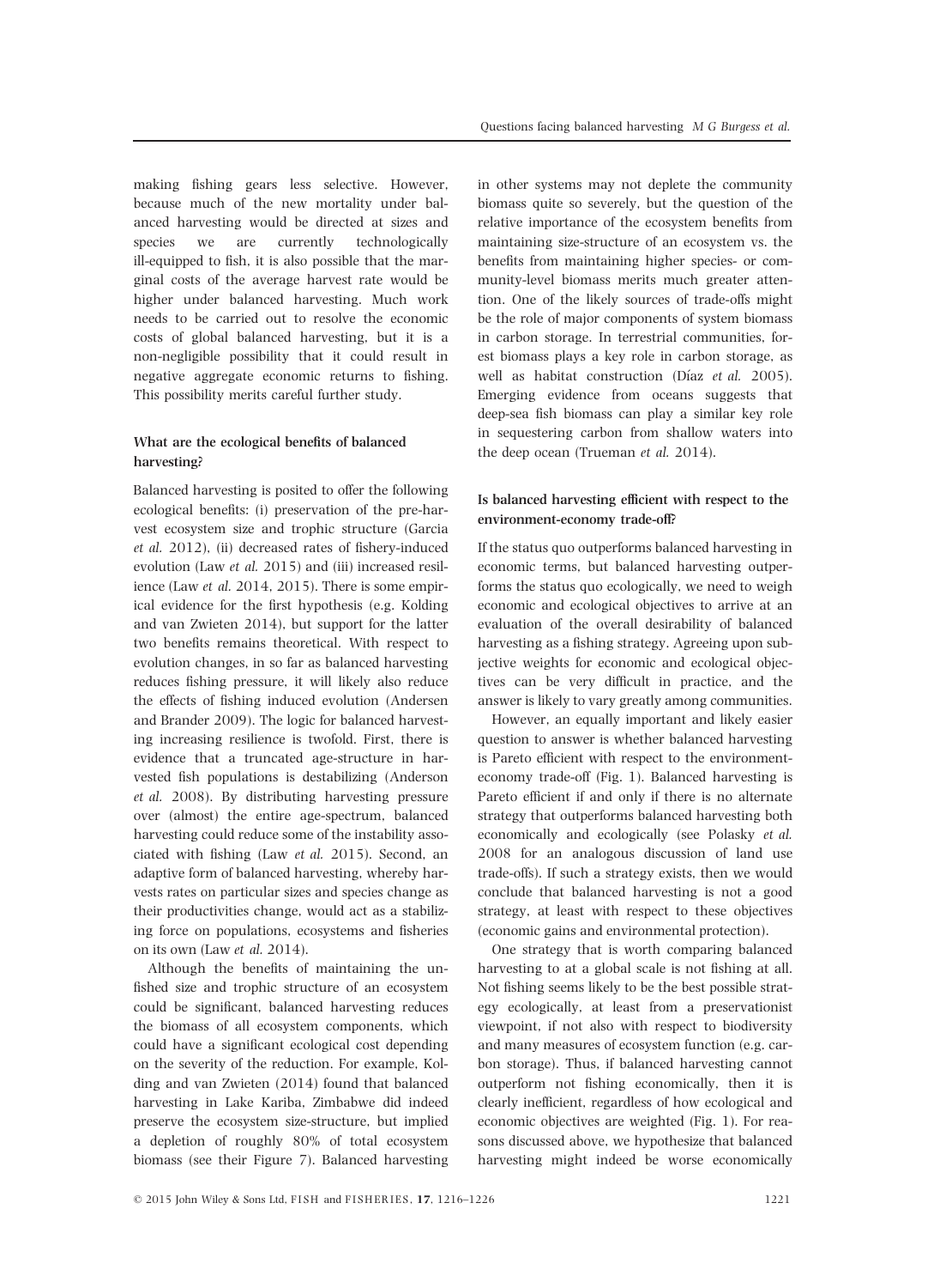making fishing gears less selective. However, because much of the new mortality under balanced harvesting would be directed at sizes and species we are currently technologically ill-equipped to fish, it is also possible that the marginal costs of the average harvest rate would be higher under balanced harvesting. Much work needs to be carried out to resolve the economic costs of global balanced harvesting, but it is a non-negligible possibility that it could result in negative aggregate economic returns to fishing. This possibility merits careful further study.

### What are the ecological benefits of balanced harvesting?

Balanced harvesting is posited to offer the following ecological benefits: (i) preservation of the pre-harvest ecosystem size and trophic structure (Garcia *et al.* 2012), (ii) decreased rates of fishery-induced evolution (Law *et al.* 2015) and (iii) increased resilience (Law *et al.* 2014, 2015). There is some empirical evidence for the first hypothesis (e.g. Kolding and van Zwieten 2014), but support for the latter two benefits remains theoretical. With respect to evolution changes, in so far as balanced harvesting reduces fishing pressure, it will likely also reduce the effects of fishing induced evolution (Andersen and Brander 2009). The logic for balanced harvesting increasing resilience is twofold. First, there is evidence that a truncated age-structure in harvested fish populations is destabilizing (Anderson *et al.* 2008). By distributing harvesting pressure over (almost) the entire age-spectrum, balanced harvesting could reduce some of the instability associated with fishing (Law *et al.* 2015). Second, an adaptive form of balanced harvesting, whereby harvests rates on particular sizes and species change as their productivities change, would act as a stabilizing force on populations, ecosystems and fisheries on its own (Law *et al.* 2014).

Although the benefits of maintaining the unfished size and trophic structure of an ecosystem could be significant, balanced harvesting reduces the biomass of all ecosystem components, which could have a significant ecological cost depending on the severity of the reduction. For example, Kolding and van Zwieten (2014) found that balanced harvesting in Lake Kariba, Zimbabwe did indeed preserve the ecosystem size-structure, but implied a depletion of roughly 80% of total ecosystem biomass (see their Figure 7). Balanced harvesting in other systems may not deplete the community biomass quite so severely, but the question of the relative importance of the ecosystem benefits from maintaining size-structure of an ecosystem vs. the benefits from maintaining higher species- or community-level biomass merits much greater attention. One of the likely sources of trade-offs might be the role of major components of system biomass in carbon storage. In terrestrial communities, forest biomass plays a key role in carbon storage, as well as habitat construction (Díaz *et al.* 2005). Emerging evidence from oceans suggests that deep-sea fish biomass can play a similar key role in sequestering carbon from shallow waters into the deep ocean (Trueman *et al.* 2014).

### Is balanced harvesting efficient with respect to the environment-economy trade-off?

If the status quo outperforms balanced harvesting in economic terms, but balanced harvesting outperforms the status quo ecologically, we need to weigh economic and ecological objectives to arrive at an evaluation of the overall desirability of balanced harvesting as a fishing strategy. Agreeing upon subjective weights for economic and ecological objectives can be very difficult in practice, and the answer is likely to vary greatly among communities.

However, an equally important and likely easier question to answer is whether balanced harvesting is Pareto efficient with respect to the environment-economy trade-off (Fig. 1). Balanced harvesting is Pareto efficient if and only if there is no alternate strategy that outperforms balanced harvesting both economically and ecologically (see Polasky *et al.* 2008 for an analogous discussion of land use trade-offs). If such a strategy exists, then we would conclude that balanced harvesting is not a good strategy, at least with respect to these objectives (economic gains and environmental protection).

One strategy that is worth comparing balanced harvesting to at a global scale is not fishing at all. Not fishing seems likely to be the best possible strategy ecologically, at least from a preservationist viewpoint, if not also with respect to biodiversity and many measures of ecosystem function (e.g. carbon storage). Thus, if balanced harvesting cannot outperform not fishing economically, then it is clearly inefficient, regardless of how ecological and economic objectives are weighted (Fig. 1). For reasons discussed above, we hypothesize that balanced harvesting might indeed be worse economically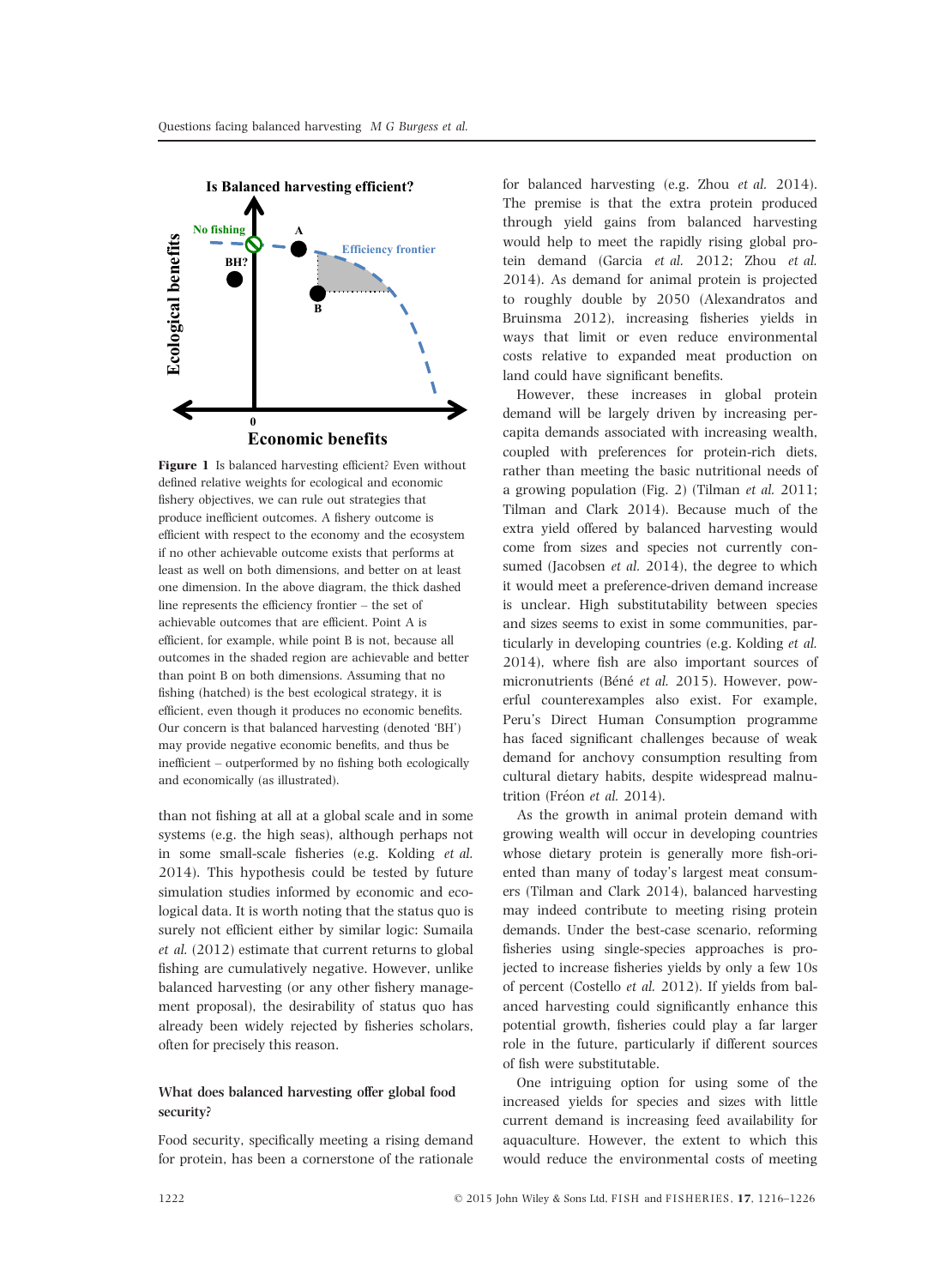**Figure 1** Is balanced harvesting efficient? Even without defined relative weights for ecological and economic fishery objectives, we can rule out strategies that produce inefficient outcomes. A fishery outcome is efficient with respect to the economy and the ecosystem if no other achievable outcome exists that performs at least as well on both dimensions, and better on at least one dimension. In the above diagram, the thick dashed line represents the efficiency frontier – the set of achievable outcomes that are efficient. Point A is efficient, for example, while point B is not, because all outcomes in the shaded region are achievable and better than point B on both dimensions. Assuming that no fishing (hatched) is the best ecological strategy, it is efficient, even though it produces no economic benefits. Our concern is that balanced harvesting (denoted 'BH') may provide negative economic benefits, and thus be inefficient – outperformed by no fishing both ecologically and economically (as illustrated).

than not fishing at all at a global scale and in some systems (e.g. the high seas), although perhaps not in some small-scale fisheries (e.g. Kolding *et al.* 2014). This hypothesis could be tested by future simulation studies informed by economic and ecological data. It is worth noting that the status quo is surely not efficient either by similar logic: Sumaila *et al.* (2012) estimate that current returns to global fishing are cumulatively negative. However, unlike balanced harvesting (or any other fishery management proposal), the desirability of status quo has already been widely rejected by fisheries scholars, often for precisely this reason.

### What does balanced harvesting offer global food security?

Food security, specifically meeting a rising demand for protein, has been a cornerstone of the rationale for balanced harvesting (e.g. Zhou *et al.* 2014). The premise is that the extra protein produced through yield gains from balanced harvesting would help to meet the rapidly rising global protein demand (Garcia *et al.* 2012; Zhou *et al.* 2014). As demand for animal protein is projected to roughly double by 2050 (Alexandratos and Bruinsma 2012), increasing fisheries yields in ways that limit or even reduce environmental costs relative to expanded meat production on land could have significant benefits.

However, these increases in global protein demand will be largely driven by increasing per-capita demands associated with increasing wealth, coupled with preferences for protein-rich diets, rather than meeting the basic nutritional needs of a growing population (Fig. 2) (Tilman *et al.* 2011; Tilman and Clark 2014). Because much of the extra yield offered by balanced harvesting would come from sizes and species not currently consumed (Jacobsen *et al.* 2014), the degree to which it would meet a preference-driven demand increase is unclear. High substitutability between species and sizes seems to exist in some communities, particularly in developing countries (e.g. Kolding *et al.* 2014), where fish are also important sources of micronutrients (Béné *et al.* 2015). However, powerful counterexamples also exist. For example, Peru's Direct Human Consumption programme has faced significant challenges because of weak demand for anchovy consumption resulting from cultural dietary habits, despite widespread malnutrition (Fréon *et al.* 2014).

As the growth in animal protein demand with growing wealth will occur in developing countries whose dietary protein is generally more fish-oriented than many of today's largest meat consumers (Tilman and Clark 2014), balanced harvesting may indeed contribute to meeting rising protein demands. Under the best-case scenario, reforming fisheries using single-species approaches is projected to increase fisheries yields by only a few 10s of percent (Costello *et al.* 2012). If yields from balanced harvesting could significantly enhance this potential growth, fisheries could play a far larger role in the future, particularly if different sources of fish were substitutable.

One intriguing option for using some of the increased yields for species and sizes with little current demand is increasing feed availability for aquaculture. However, the extent to which this would reduce the environmental costs of meeting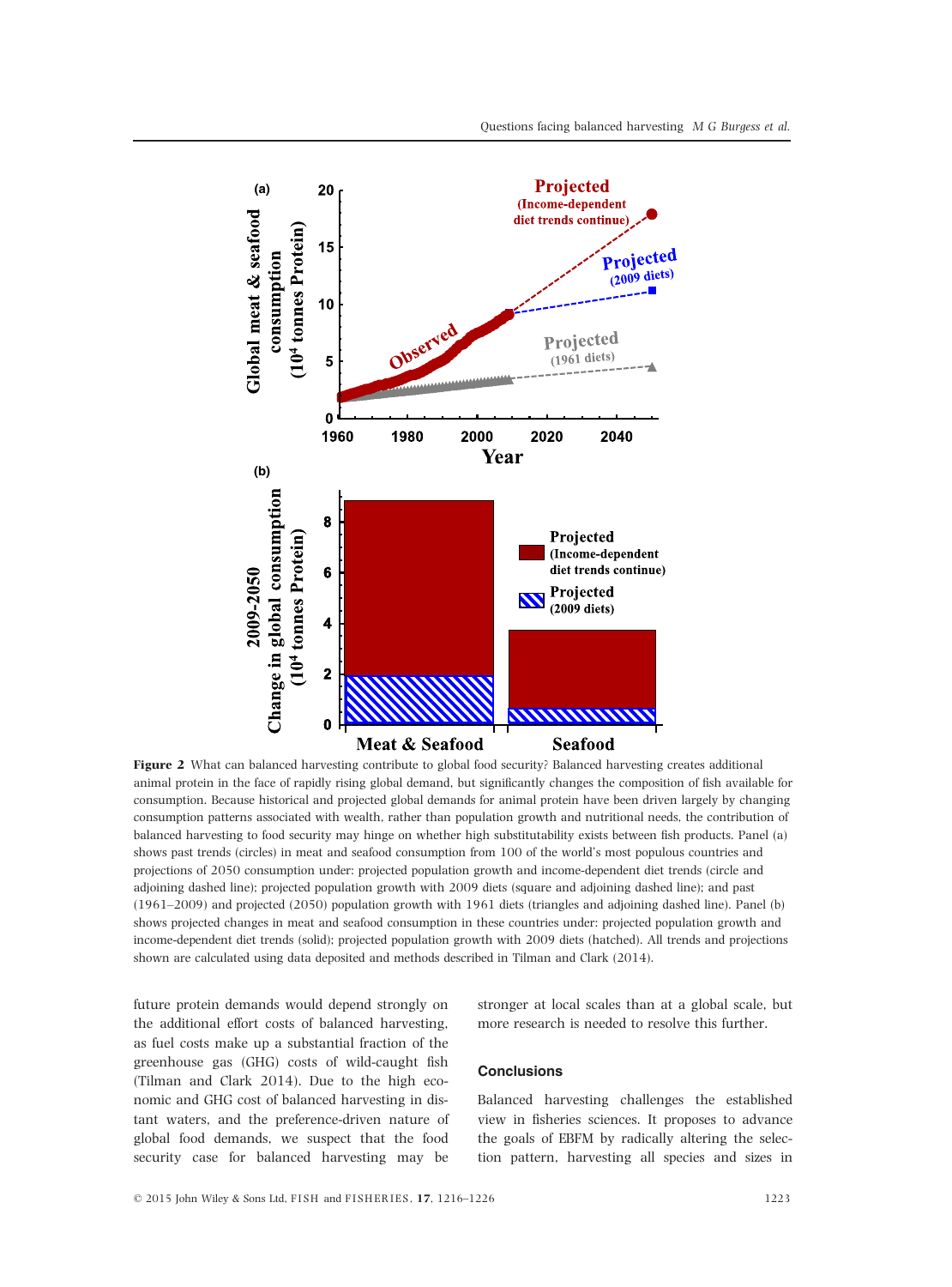**Figure 2** What can balanced harvesting contribute to global food security? Balanced harvesting creates additional animal protein in the face of rapidly rising global demand, but significantly changes the composition of fish available for consumption. Because historical and projected global demands for animal protein have been driven largely by changing consumption patterns associated with wealth, rather than population growth and nutritional needs, the contribution of balanced harvesting to food security may hinge on whether high substitutability exists between fish products. Panel (a) shows past trends (circles) in meat and seafood consumption from 100 of the world's most populous countries and projections of 2050 consumption under: projected population growth and income-dependent diet trends (circle and adjoining dashed line); projected population growth with 2009 diets (square and adjoining dashed line); and past (1961–2009) and projected (2050) population growth with 1961 diets (triangles and adjoining dashed line). Panel (b) shows projected changes in meat and seafood consumption in these countries under: projected population growth and income-dependent diet trends (solid); projected population growth with 2009 diets (hatched). All trends and projections shown are calculated using data deposited and methods described in Tilman and Clark (2014).

future protein demands would depend strongly on the additional effort costs of balanced harvesting, as fuel costs make up a substantial fraction of the greenhouse gas (GHG) costs of wild-caught fish (Tilman and Clark 2014). Due to the high economic and GHG cost of balanced harvesting in distant waters, and the preference-driven nature of global food demands, we suspect that the food security case for balanced harvesting may be stronger at local scales than at a global scale, but more research is needed to resolve this further.

## Conclusions

Balanced harvesting challenges the established view in fisheries sciences. It proposes to advance the goals of EBFM by radically altering the selection pattern, harvesting all species and sizes in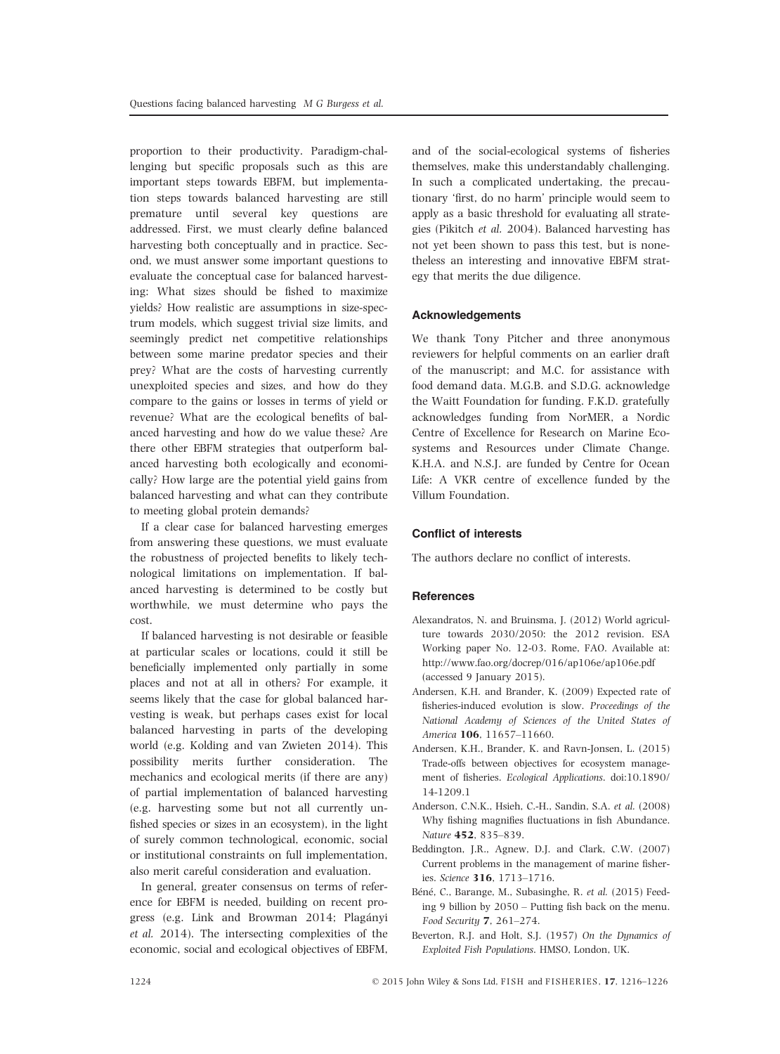proportion to their productivity. Paradigm-challenging but specific proposals such as this are important steps towards EBFM, but implementation steps towards balanced harvesting are still premature until several key questions are addressed. First, we must clearly define balanced harvesting both conceptually and in practice. Second, we must answer some important questions to evaluate the conceptual case for balanced harvesting: What sizes should be fished to maximize yields? How realistic are assumptions in size-spectrum models, which suggest trivial size limits, and seemingly predict net competitive relationships between some marine predator species and their prey? What are the costs of harvesting currently unexploited species and sizes, and how do they compare to the gains or losses in terms of yield or revenue? What are the ecological benefits of balanced harvesting and how do we value these? Are there other EBFM strategies that outperform balanced harvesting both ecologically and economically? How large are the potential yield gains from balanced harvesting and what can they contribute to meeting global protein demands?

If a clear case for balanced harvesting emerges from answering these questions, we must evaluate the robustness of projected benefits to likely technological limitations on implementation. If balanced harvesting is determined to be costly but worthwhile, we must determine who pays the cost.

If balanced harvesting is not desirable or feasible at particular scales or locations, could it still be beneficially implemented only partially in some places and not at all in others? For example, it seems likely that the case for global balanced harvesting is weak, but perhaps cases exist for local balanced harvesting in parts of the developing world (e.g. Kolding and van Zwieten 2014). This possibility merits further consideration. The mechanics and ecological merits (if there are any) of partial implementation of balanced harvesting (e.g. harvesting some but not all currently unfished species or sizes in an ecosystem), in the light of surely common technological, economic, social or institutional constraints on full implementation, also merit careful consideration and evaluation.

In general, greater consensus on terms of reference for EBFM is needed, building on recent progress (e.g. Link and Browman 2014; Plagányi *et al.* 2014). The intersecting complexities of the economic, social and ecological objectives of EBFM, and of the social-ecological systems of fisheries themselves, make this understandably challenging. In such a complicated undertaking, the precautionary 'first, do no harm' principle would seem to apply as a basic threshold for evaluating all strategies (Pikitch *et al.* 2004). Balanced harvesting has not yet been shown to pass this test, but is nonetheless an interesting and innovative EBFM strategy that merits the due diligence.

## Acknowledgements

We thank Tony Pitcher and three anonymous reviewers for helpful comments on an earlier draft of the manuscript; and M.C. for assistance with food demand data. M.G.B. and S.D.G. acknowledge the Waitt Foundation for funding. F.K.D. gratefully acknowledges funding from NorMER, a Nordic Centre of Excellence for Research on Marine Ecosystems and Resources under Climate Change. K.H.A. and N.S.J. are funded by Centre for Ocean Life: A VKR centre of excellence funded by the Villum Foundation.

## Conflict of interests

The authors declare no conflict of interests.

## References

Alexandratos, N. and Bruinsma, J. (2012) World agriculture towards 2030/2050: the 2012 revision. ESA Working paper No. 12-03. Rome, FAO. Available at: http://www.fao.org/docrep/016/ap106e/ap106e.pdf (accessed 9 January 2015).

Andersen, K.H. and Brander, K. (2009) Expected rate of fisheries-induced evolution is slow. *Proceedings of the National Academy of Sciences of the United States of America* **106**, 11657–11660.

Andersen, K.H., Brander, K. and Ravn-Jonsen, L. (2015) Trade-offs between objectives for ecosystem management of fisheries. *Ecological Applications*. doi:10.1890/14-1209.1

Anderson, C.N.K., Hsieh, C.-H., Sandin, S.A. *et al.* (2008) Why fishing magnifies fluctuations in fish Abundance. *Nature* **452**, 835–839.

Beddington, J.R., Agnew, D.J. and Clark, C.W. (2007) Current problems in the management of marine fisheries. *Science* **316**, 1713–1716.

Béné, C., Barange, M., Subasinghe, R. *et al.* (2015) Feeding 9 billion by 2050 – Putting fish back on the menu. *Food Security* **7**, 261–274.

Beverton, R.J. and Holt, S.J. (1957) *On the Dynamics of Exploited Fish Populations*. HMSO, London, UK.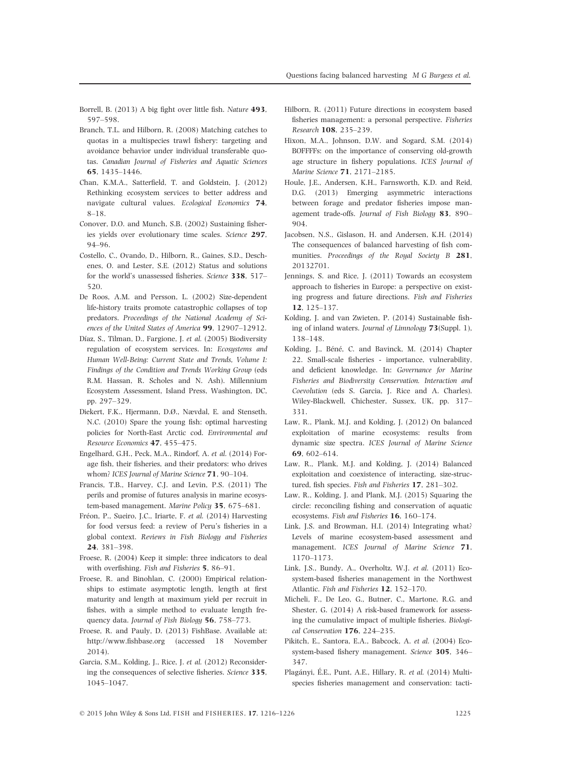Borrell, B. (2013) A big fight over little fish. *Nature* **493**, 597–598.

Branch, T.L. and Hilborn, R. (2008) Matching catches to quotas in a multispecies trawl fishery: targeting and avoidance behavior under individual transferable quotas. *Canadian Journal of Fisheries and Aquatic Sciences* **65**, 1435–1446.

Chan, K.M.A., Satterfield, T. and Goldstein, J. (2012) Rethinking ecosystem services to better address and navigate cultural values. *Ecological Economics* **74**, 8–18.

Conover, D.O. and Munch, S.B. (2002) Sustaining fisheries yields over evolutionary time scales. *Science* **297**, 94–96.

Costello, C., Ovando, D., Hilborn, R., Gaines, S.D., Deschenes, O. and Lester, S.E. (2012) Status and solutions for the world's unassessed fisheries. *Science* **338**, 517–520.

De Roos, A.M. and Persson, L. (2002) Size-dependent life-history traits promote catastrophic collapses of top predators. *Proceedings of the National Academy of Sciences of the United States of America* **99**, 12907–12912.

Díaz, S., Tilman, D., Fargione, J. *et al.* (2005) Biodiversity regulation of ecosystem services. In: *Ecosystems and Human Well-Being: Current State and Trends, Volume I: Findings of the Condition and Trends Working Group* (eds R.M. Hassan, R. Scholes and N. Ash). Millennium Ecosystem Assessment, Island Press, Washington, DC, pp. 297–329.

Diekert, F.K., Hjermann, D.Ø., Nævdal, E. and Stenseth, N.C. (2010) Spare the young fish: optimal harvesting policies for North-East Arctic cod. *Environmental and Resource Economics* **47**, 455–475.

Engelhard, G.H., Peck, M.A., Rindorf, A. *et al.* (2014) Forage fish, their fisheries, and their predators: who drives whom? *ICES Journal of Marine Science* **71**, 90–104.

Francis, T.B., Harvey, C.J. and Levin, P.S. (2011) The perils and promise of futures analysis in marine ecosystem-based management. *Marine Policy* **35**, 675–681.

Fréon, P., Sueiro, J.C., Iriarte, F. *et al.* (2014) Harvesting for food versus feed: a review of Peru's fisheries in a global context. *Reviews in Fish Biology and Fisheries* **24**, 381–398.

Froese, R. (2004) Keep it simple: three indicators to deal with overfishing. *Fish and Fisheries* **5**, 86–91.

Froese, R. and Binohlan, C. (2000) Empirical relationships to estimate asymptotic length, length at first maturity and length at maximum yield per recruit in fishes, with a simple method to evaluate length frequency data. *Journal of Fish Biology* **56**, 758–773.

Froese, R. and Pauly, D. (2013) FishBase. Available at: http://www.fishbase.org (accessed 18 November 2014).

Garcia, S.M., Kolding, J., Rice, J. *et al.* (2012) Reconsidering the consequences of selective fisheries. *Science* **335**, 1045–1047.

Hilborn, R. (2011) Future directions in ecosystem based fisheries management: a personal perspective. *Fisheries Research* **108**, 235–239.

Hixon, M.A., Johnson, D.W. and Sogard, S.M. (2014) BOFFFFs: on the importance of conserving old-growth age structure in fishery populations. *ICES Journal of Marine Science* **71**, 2171–2185.

Houle, J.E., Andersen, K.H., Farnsworth, K.D. and Reid, D.G. (2013) Emerging asymmetric interactions between forage and predator fisheries impose management trade-offs. *Journal of Fish Biology* **83**, 890–904.

Jacobsen, N.S., Gislason, H. and Andersen, K.H. (2014) The consequences of balanced harvesting of fish communities. *Proceedings of the Royal Society B* **281**, 20132701.

Jennings, S. and Rice, J. (2011) Towards an ecosystem approach to fisheries in Europe: a perspective on existing progress and future directions. *Fish and Fisheries* **12**, 125–137.

Kolding, J. and van Zwieten, P. (2014) Sustainable fishing of inland waters. *Journal of Limnology* **73**(Suppl. 1), 138–148.

Kolding, J., Béné, C. and Bavinck, M. (2014) Chapter 22. Small-scale fisheries - importance, vulnerability, and deficient knowledge. In: *Governance for Marine Fisheries and Biodiversity Conservation. Interaction and Coevolution* (eds S. Garcia, J. Rice and A. Charles). Wiley-Blackwell, Chichester, Sussex, UK, pp. 317–331.

Law, R., Plank, M.J. and Kolding, J. (2012) On balanced exploitation of marine ecosystems: results from dynamic size spectra. *ICES Journal of Marine Science* **69**, 602–614.

Law, R., Plank, M.J. and Kolding, J. (2014) Balanced exploitation and coexistence of interacting, size-structured, fish species. *Fish and Fisheries* **17**, 281–302.

Law, R., Kolding, J. and Plank, M.J. (2015) Squaring the circle: reconciling fishing and conservation of aquatic ecosystems. *Fish and Fisheries* **16**, 160–174.

Link, J.S. and Browman, H.I. (2014) Integrating what? Levels of marine ecosystem-based assessment and management. *ICES Journal of Marine Science* **71**, 1170–1173.

Link, J.S., Bundy, A., Overholtz, W.J. *et al.* (2011) Ecosystem-based fisheries management in the Northwest Atlantic. *Fish and Fisheries* **12**, 152–170.

Micheli, F., De Leo, G., Butner, C., Martone, R.G. and Shester, G. (2014) A risk-based framework for assessing the cumulative impact of multiple fisheries. *Biological Conservation* **176**, 224–235.

Pikitch, E., Santora, E.A., Babcock, A. *et al.* (2004) Ecosystem-based fishery management. *Science* **305**, 346–347.

Plagányi, É.E., Punt, A.E., Hillary, R. *et al.* (2014) Multispecies fisheries management and conservation: tacti-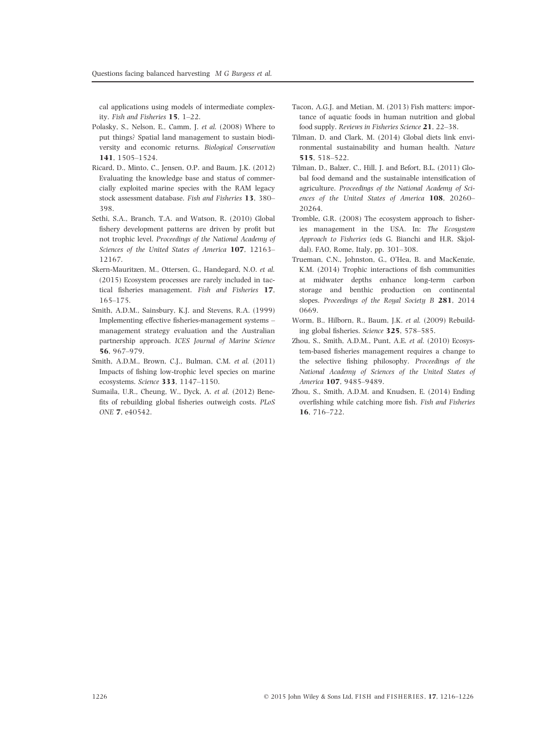cal applications using models of intermediate complexity. *Fish and Fisheries* **15**, 1–22.

Polasky, S., Nelson, E., Camm, J. *et al.* (2008) Where to put things? Spatial land management to sustain biodiversity and economic returns. *Biological Conservation* **141**, 1505–1524.

Ricard, D., Minto, C., Jensen, O.P. and Baum, J.K. (2012) Evaluating the knowledge base and status of commercially exploited marine species with the RAM legacy stock assessment database. *Fish and Fisheries* **13**, 380–398.

Sethi, S.A., Branch, T.A. and Watson, R. (2010) Global fishery development patterns are driven by profit but not trophic level. *Proceedings of the National Academy of Sciences of the United States of America* **107**, 12163–12167.

Skern-Mauritzen, M., Ottersen, G., Handegard, N.O. *et al.* (2015) Ecosystem processes are rarely included in tactical fisheries management. *Fish and Fisheries* **17**, 165–175.

Smith, A.D.M., Sainsbury, K.J. and Stevens, R.A. (1999) Implementing effective fisheries-management systems – management strategy evaluation and the Australian partnership approach. *ICES Journal of Marine Science* **56**, 967–979.

Smith, A.D.M., Brown, C.J., Bulman, C.M. *et al.* (2011) Impacts of fishing low-trophic level species on marine ecosystems. *Science* **333**, 1147–1150.

Sumaila, U.R., Cheung, W., Dyck, A. *et al.* (2012) Benefits of rebuilding global fisheries outweigh costs. *PLoS ONE* **7**, e40542.

Tacon, A.G.J. and Metian, M. (2013) Fish matters: importance of aquatic foods in human nutrition and global food supply. *Reviews in Fisheries Science* **21**, 22–38.

Tilman, D. and Clark, M. (2014) Global diets link environmental sustainability and human health. *Nature* **515**, 518–522.

Tilman, D., Balzer, C., Hill, J. and Befort, B.L. (2011) Global food demand and the sustainable intensification of agriculture. *Proceedings of the National Academy of Sciences of the United States of America* **108**, 20260–20264.

Tromble, G.R. (2008) The ecosystem approach to fisheries management in the USA. In: *The Ecosystem Approach to Fisheries* (eds G. Bianchi and H.R. Skjoldal). FAO, Rome, Italy, pp. 301–308.

Trueman, C.N., Johnston, G., O'Hea, B. and MacKenzie, K.M. (2014) Trophic interactions of fish communities at midwater depths enhance long-term carbon storage and benthic production on continental slopes. *Proceedings of the Royal Society B* **281**, 2014 0669.

Worm, B., Hilborn, R., Baum, J.K. *et al.* (2009) Rebuilding global fisheries. *Science* **325**, 578–585.

Zhou, S., Smith, A.D.M., Punt, A.E. *et al.* (2010) Ecosystem-based fisheries management requires a change to the selective fishing philosophy. *Proceedings of the National Academy of Sciences of the United States of America* **107**, 9485–9489.

Zhou, S., Smith, A.D.M. and Knudsen, E. (2014) Ending overfishing while catching more fish. *Fish and Fisheries* **16**, 716–722.